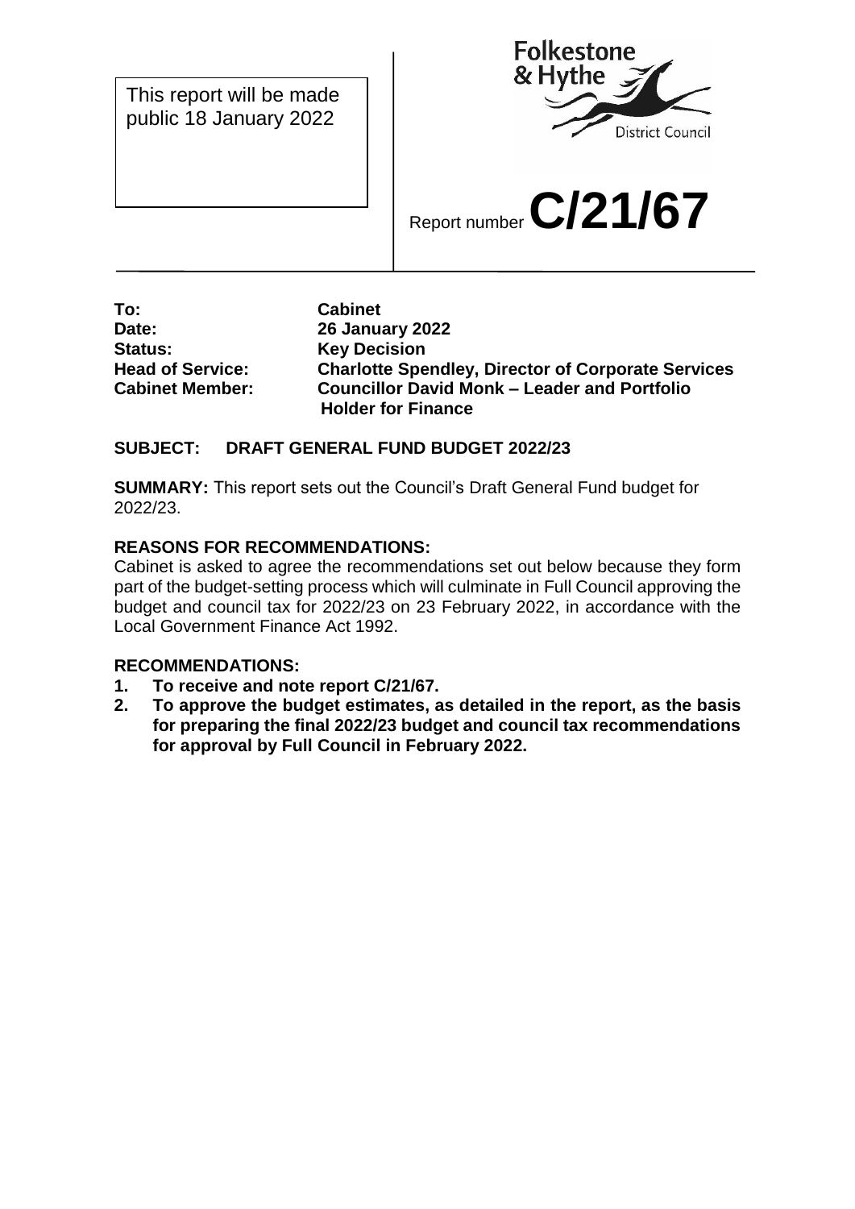This report will be made public 18 January 2022

Folkestone & Hythe District Council

Report number **C/21/67**

---

**To:** **Cabinet**
**Date:** **26 January 2022**
**Status:** **Key Decision**
**Head of Service:** **Charlotte Spendley, Director of Corporate Services**
**Cabinet Member:** **Councillor David Monk – Leader and Portfolio Holder for Finance**

**SUBJECT: DRAFT GENERAL FUND BUDGET 2022/23**

**SUMMARY:** This report sets out the Council's Draft General Fund budget for 2022/23.

**REASONS FOR RECOMMENDATIONS:**
Cabinet is asked to agree the recommendations set out below because they form part of the budget-setting process which will culminate in Full Council approving the budget and council tax for 2022/23 on 23 February 2022, in accordance with the Local Government Finance Act 1992.

**RECOMMENDATIONS:**

1. **To receive and note report C/21/67.**
2. **To approve the budget estimates, as detailed in the report, as the basis for preparing the final 2022/23 budget and council tax recommendations for approval by Full Council in February 2022.**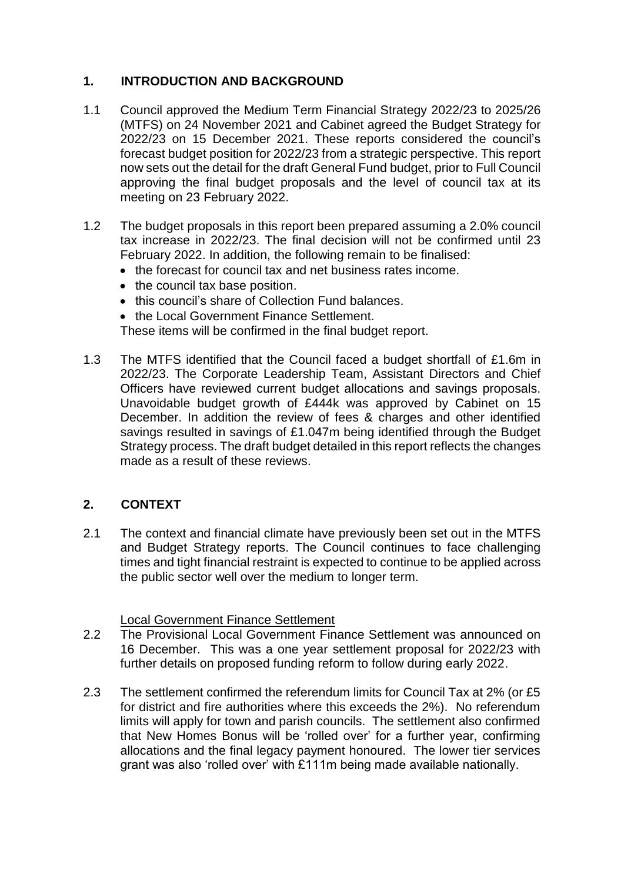## 1. INTRODUCTION AND BACKGROUND

1.1 Council approved the Medium Term Financial Strategy 2022/23 to 2025/26 (MTFS) on 24 November 2021 and Cabinet agreed the Budget Strategy for 2022/23 on 15 December 2021. These reports considered the council's forecast budget position for 2022/23 from a strategic perspective. This report now sets out the detail for the draft General Fund budget, prior to Full Council approving the final budget proposals and the level of council tax at its meeting on 23 February 2022.

1.2 The budget proposals in this report been prepared assuming a 2.0% council tax increase in 2022/23. The final decision will not be confirmed until 23 February 2022. In addition, the following remain to be finalised:

- the forecast for council tax and net business rates income.
- the council tax base position.
- this council's share of Collection Fund balances.
- the Local Government Finance Settlement.

These items will be confirmed in the final budget report.

1.3 The MTFS identified that the Council faced a budget shortfall of £1.6m in 2022/23. The Corporate Leadership Team, Assistant Directors and Chief Officers have reviewed current budget allocations and savings proposals. Unavoidable budget growth of £444k was approved by Cabinet on 15 December. In addition the review of fees & charges and other identified savings resulted in savings of £1.047m being identified through the Budget Strategy process. The draft budget detailed in this report reflects the changes made as a result of these reviews.

## 2. CONTEXT

2.1 The context and financial climate have previously been set out in the MTFS and Budget Strategy reports. The Council continues to face challenging times and tight financial restraint is expected to continue to be applied across the public sector well over the medium to longer term.

Local Government Finance Settlement

2.2 The Provisional Local Government Finance Settlement was announced on 16 December. This was a one year settlement proposal for 2022/23 with further details on proposed funding reform to follow during early 2022.

2.3 The settlement confirmed the referendum limits for Council Tax at 2% (or £5 for district and fire authorities where this exceeds the 2%). No referendum limits will apply for town and parish councils. The settlement also confirmed that New Homes Bonus will be 'rolled over' for a further year, confirming allocations and the final legacy payment honoured. The lower tier services grant was also 'rolled over' with £111m being made available nationally.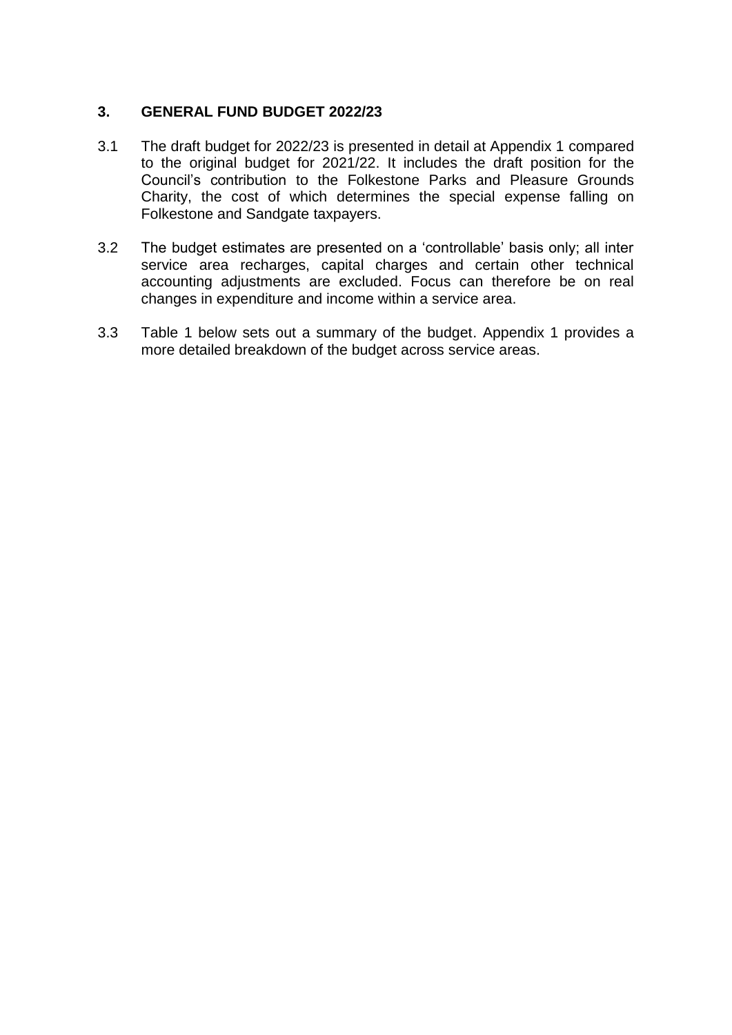## 3. GENERAL FUND BUDGET 2022/23

3.1 The draft budget for 2022/23 is presented in detail at Appendix 1 compared to the original budget for 2021/22. It includes the draft position for the Council's contribution to the Folkestone Parks and Pleasure Grounds Charity, the cost of which determines the special expense falling on Folkestone and Sandgate taxpayers.

3.2 The budget estimates are presented on a 'controllable' basis only; all inter service area recharges, capital charges and certain other technical accounting adjustments are excluded. Focus can therefore be on real changes in expenditure and income within a service area.

3.3 Table 1 below sets out a summary of the budget. Appendix 1 provides a more detailed breakdown of the budget across service areas.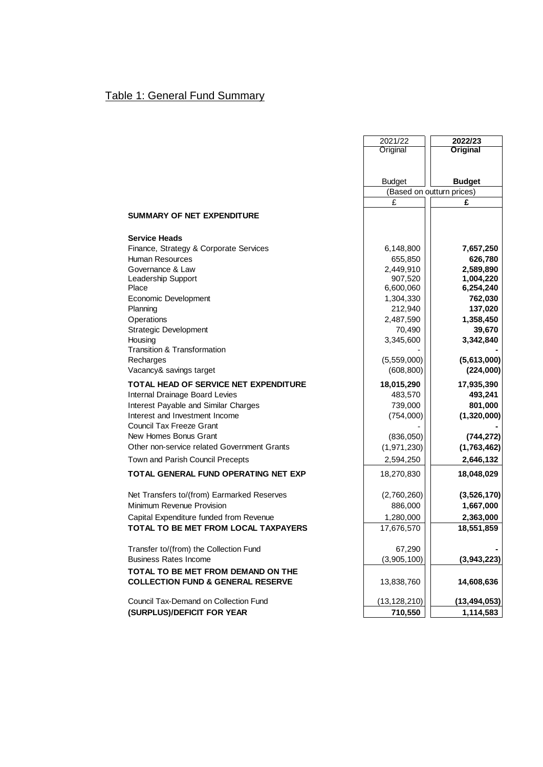## Table 1: General Fund Summary

| | 2021/22 Original Budget | **2022/23 Original Budget** |
|---|---|---|
| | (Based on outturn prices) | |
| | £ | **£** |
| **SUMMARY OF NET EXPENDITURE** | | |
| **Service Heads** | | |
| Finance, Strategy & Corporate Services | 6,148,800 | **7,657,250** |
| Human Resources | 655,850 | **626,780** |
| Governance & Law | 2,449,910 | **2,589,890** |
| Leadership Support | 907,520 | **1,004,220** |
| Place | 6,600,060 | **6,254,240** |
| Economic Development | 1,304,330 | **762,030** |
| Planning | 212,940 | **137,020** |
| Operations | 2,487,590 | **1,358,450** |
| Strategic Development | 70,490 | **39,670** |
| Housing | 3,345,600 | **3,342,840** |
| Transition & Transformation | - | **-** |
| Recharges | (5,559,000) | **(5,613,000)** |
| Vacancy& savings target | (608,800) | **(224,000)** |
| **TOTAL HEAD OF SERVICE NET EXPENDITURE** | **18,015,290** | **17,935,390** |
| Internal Drainage Board Levies | 483,570 | **493,241** |
| Interest Payable and Similar Charges | 739,000 | **801,000** |
| Interest and Investment Income | (754,000) | **(1,320,000)** |
| Council Tax Freeze Grant | - | **-** |
| New Homes Bonus Grant | (836,050) | **(744,272)** |
| Other non-service related Government Grants | (1,971,230) | **(1,763,462)** |
| Town and Parish Council Precepts | 2,594,250 | **2,646,132** |
| **TOTAL GENERAL FUND OPERATING NET EXP** | 18,270,830 | **18,048,029** |
| Net Transfers to/(from) Earmarked Reserves | (2,760,260) | **(3,526,170)** |
| Minimum Revenue Provision | 886,000 | **1,667,000** |
| Capital Expenditure funded from Revenue | 1,280,000 | **2,363,000** |
| **TOTAL TO BE MET FROM LOCAL TAXPAYERS** | 17,676,570 | **18,551,859** |
| Transfer to/(from) the Collection Fund | 67,290 | **-** |
| Business Rates Income | (3,905,100) | **(3,943,223)** |
| **TOTAL TO BE MET FROM DEMAND ON THE COLLECTION FUND & GENERAL RESERVE** | 13,838,760 | **14,608,636** |
| Council Tax-Demand on Collection Fund | (13,128,210) | **(13,494,053)** |
| **(SURPLUS)/DEFICIT FOR YEAR** | **710,550** | **1,114,583** |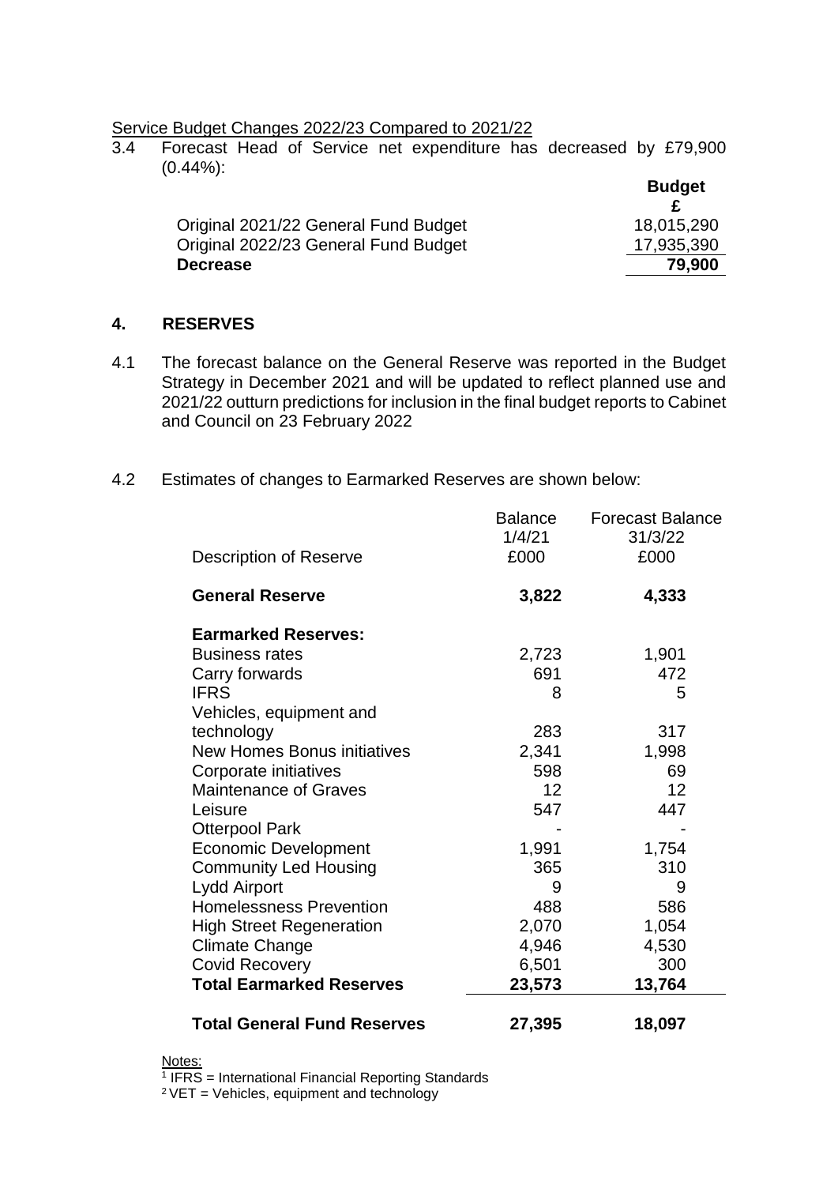Service Budget Changes 2022/23 Compared to 2021/22

3.4 Forecast Head of Service net expenditure has decreased by £79,900 (0.44%):

| | Budget £ |
|---|---|
| Original 2021/22 General Fund Budget | 18,015,290 |
| Original 2022/23 General Fund Budget | 17,935,390 |
| **Decrease** | **79,900** |

## 4. RESERVES

4.1 The forecast balance on the General Reserve was reported in the Budget Strategy in December 2021 and will be updated to reflect planned use and 2021/22 outturn predictions for inclusion in the final budget reports to Cabinet and Council on 23 February 2022

4.2 Estimates of changes to Earmarked Reserves are shown below:

| Description of Reserve | Balance 1/4/21 £000 | Forecast Balance 31/3/22 £000 |
|---|---|---|
| **General Reserve** | **3,822** | **4,333** |
| **Earmarked Reserves:** | | |
| Business rates | 2,723 | 1,901 |
| Carry forwards | 691 | 472 |
| IFRS | 8 | 5 |
| Vehicles, equipment and technology | 283 | 317 |
| New Homes Bonus initiatives | 2,341 | 1,998 |
| Corporate initiatives | 598 | 69 |
| Maintenance of Graves | 12 | 12 |
| Leisure | 547 | 447 |
| Otterpool Park | - | - |
| Economic Development | 1,991 | 1,754 |
| Community Led Housing | 365 | 310 |
| Lydd Airport | 9 | 9 |
| Homelessness Prevention | 488 | 586 |
| High Street Regeneration | 2,070 | 1,054 |
| Climate Change | 4,946 | 4,530 |
| Covid Recovery | 6,501 | 300 |
| **Total Earmarked Reserves** | **23,573** | **13,764** |
| **Total General Fund Reserves** | **27,395** | **18,097** |

Notes:

[1] IFRS = International Financial Reporting Standards

[2] VET = Vehicles, equipment and technology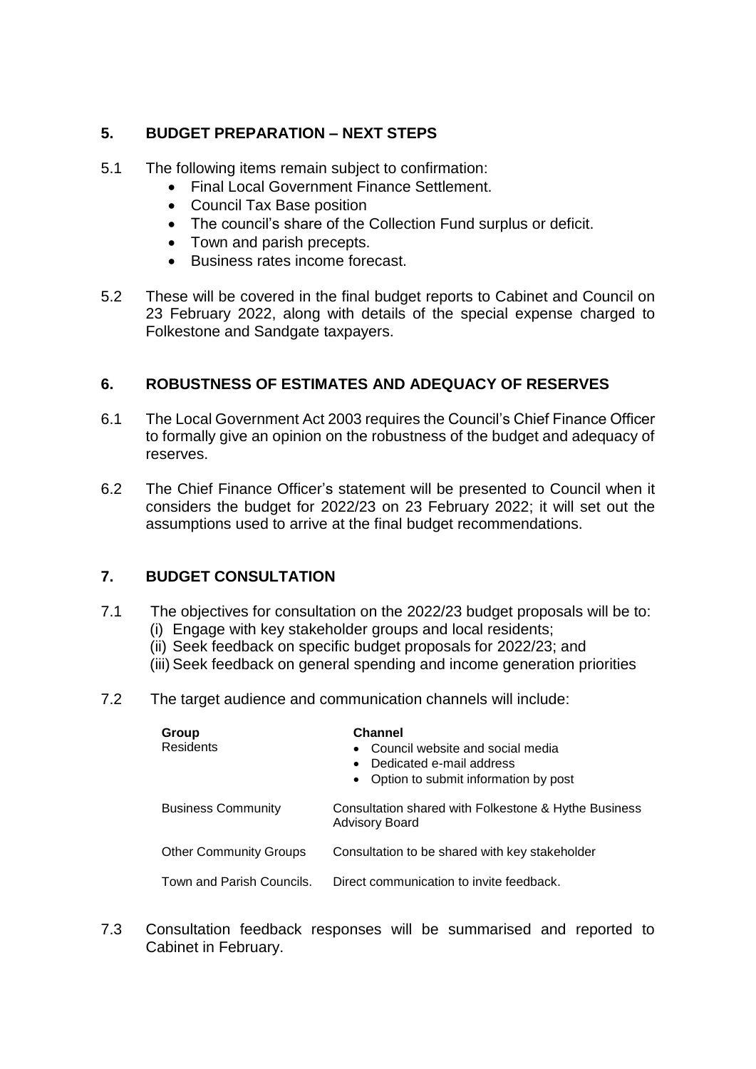## 5. BUDGET PREPARATION – NEXT STEPS

5.1 The following items remain subject to confirmation:

- Final Local Government Finance Settlement.
- Council Tax Base position
- The council's share of the Collection Fund surplus or deficit.
- Town and parish precepts.
- Business rates income forecast.

5.2 These will be covered in the final budget reports to Cabinet and Council on 23 February 2022, along with details of the special expense charged to Folkestone and Sandgate taxpayers.

## 6. ROBUSTNESS OF ESTIMATES AND ADEQUACY OF RESERVES

6.1 The Local Government Act 2003 requires the Council's Chief Finance Officer to formally give an opinion on the robustness of the budget and adequacy of reserves.

6.2 The Chief Finance Officer's statement will be presented to Council when it considers the budget for 2022/23 on 23 February 2022; it will set out the assumptions used to arrive at the final budget recommendations.

## 7. BUDGET CONSULTATION

7.1 The objectives for consultation on the 2022/23 budget proposals will be to:

(i) Engage with key stakeholder groups and local residents;
(ii) Seek feedback on specific budget proposals for 2022/23; and
(iii) Seek feedback on general spending and income generation priorities

7.2 The target audience and communication channels will include:

| Group | Channel |
|---|---|
| Residents | • Council website and social media<br>• Dedicated e-mail address<br>• Option to submit information by post |
| Business Community | Consultation shared with Folkestone & Hythe Business Advisory Board |
| Other Community Groups | Consultation to be shared with key stakeholder |
| Town and Parish Councils. | Direct communication to invite feedback. |

7.3 Consultation feedback responses will be summarised and reported to Cabinet in February.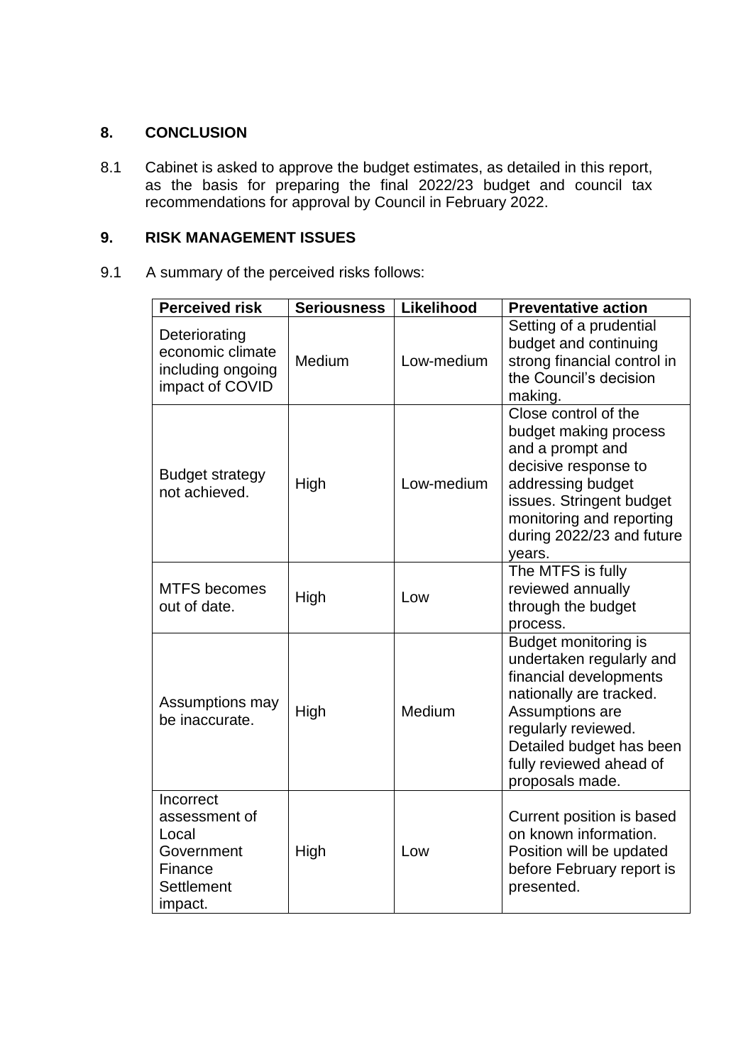## 8. CONCLUSION

8.1 Cabinet is asked to approve the budget estimates, as detailed in this report, as the basis for preparing the final 2022/23 budget and council tax recommendations for approval by Council in February 2022.

## 9. RISK MANAGEMENT ISSUES

9.1 A summary of the perceived risks follows:

| Perceived risk | Seriousness | Likelihood | Preventative action |
|---|---|---|---|
| Deteriorating economic climate including ongoing impact of COVID | Medium | Low-medium | Setting of a prudential budget and continuing strong financial control in the Council's decision making. |
| Budget strategy not achieved. | High | Low-medium | Close control of the budget making process and a prompt and decisive response to addressing budget issues. Stringent budget monitoring and reporting during 2022/23 and future years. |
| MTFS becomes out of date. | High | Low | The MTFS is fully reviewed annually through the budget process. |
| Assumptions may be inaccurate. | High | Medium | Budget monitoring is undertaken regularly and financial developments nationally are tracked. Assumptions are regularly reviewed. Detailed budget has been fully reviewed ahead of proposals made. |
| Incorrect assessment of Local Government Finance Settlement impact. | High | Low | Current position is based on known information. Position will be updated before February report is presented. |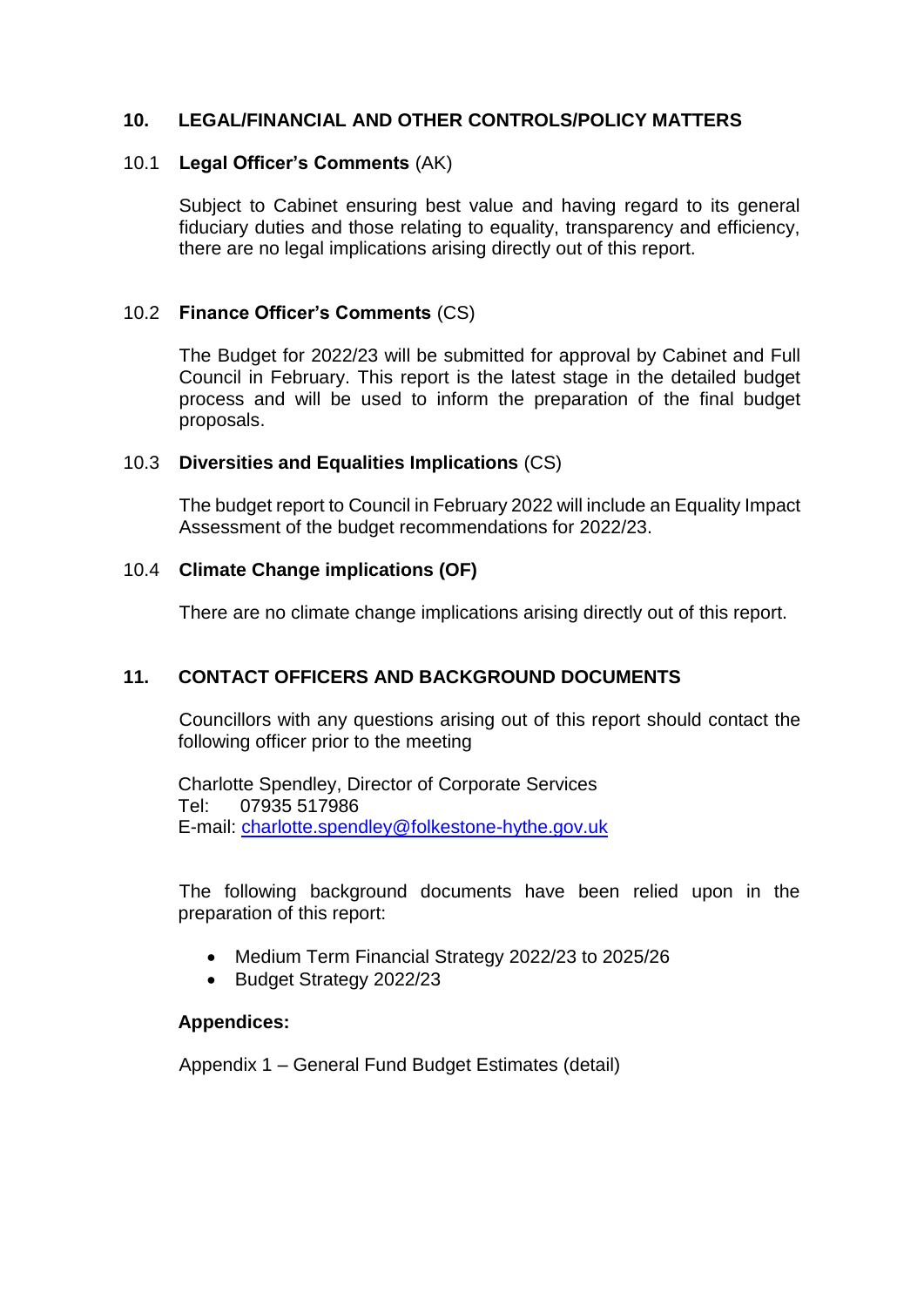## 10. LEGAL/FINANCIAL AND OTHER CONTROLS/POLICY MATTERS

### 10.1 **Legal Officer's Comments** (AK)

Subject to Cabinet ensuring best value and having regard to its general fiduciary duties and those relating to equality, transparency and efficiency, there are no legal implications arising directly out of this report.

### 10.2 **Finance Officer's Comments** (CS)

The Budget for 2022/23 will be submitted for approval by Cabinet and Full Council in February. This report is the latest stage in the detailed budget process and will be used to inform the preparation of the final budget proposals.

### 10.3 **Diversities and Equalities Implications** (CS)

The budget report to Council in February 2022 will include an Equality Impact Assessment of the budget recommendations for 2022/23.

### 10.4 **Climate Change implications (OF)**

There are no climate change implications arising directly out of this report.

## 11. CONTACT OFFICERS AND BACKGROUND DOCUMENTS

Councillors with any questions arising out of this report should contact the following officer prior to the meeting

Charlotte Spendley, Director of Corporate Services
Tel: 07935 517986
E-mail: charlotte.spendley@folkestone-hythe.gov.uk

The following background documents have been relied upon in the preparation of this report:

- Medium Term Financial Strategy 2022/23 to 2025/26
- Budget Strategy 2022/23

**Appendices:**

Appendix 1 – General Fund Budget Estimates (detail)